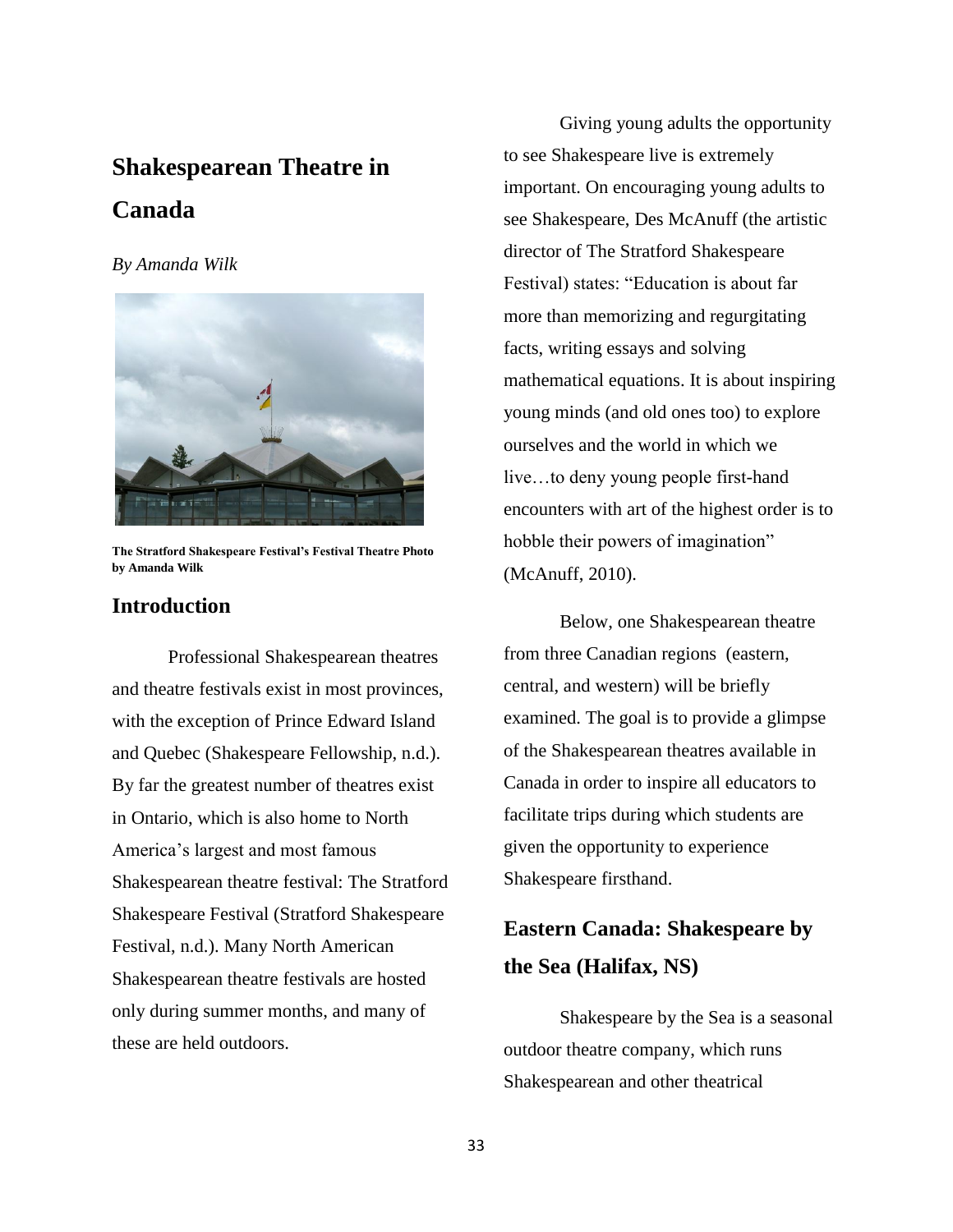# Shakespearean Theatre in Canada

*By Amanda Wilk*

**The Stratford Shakespeare Festival's Festival Theatre Photo by Amanda Wilk**

## Introduction

Professional Shakespearean theatres and theatre festivals exist in most provinces, with the exception of Prince Edward Island and Quebec (Shakespeare Fellowship, n.d.). By far the greatest number of theatres exist in Ontario, which is also home to North America's largest and most famous Shakespearean theatre festival: The Stratford Shakespeare Festival (Stratford Shakespeare Festival, n.d.). Many North American Shakespearean theatre festivals are hosted only during summer months, and many of these are held outdoors.

Giving young adults the opportunity to see Shakespeare live is extremely important. On encouraging young adults to see Shakespeare, Des McAnuff (the artistic director of The Stratford Shakespeare Festival) states: "Education is about far more than memorizing and regurgitating facts, writing essays and solving mathematical equations. It is about inspiring young minds (and old ones too) to explore ourselves and the world in which we live…to deny young people first-hand encounters with art of the highest order is to hobble their powers of imagination" (McAnuff, 2010).

Below, one Shakespearean theatre from three Canadian regions (eastern, central, and western) will be briefly examined. The goal is to provide a glimpse of the Shakespearean theatres available in Canada in order to inspire all educators to facilitate trips during which students are given the opportunity to experience Shakespeare firsthand.

## Eastern Canada: Shakespeare by the Sea (Halifax, NS)

Shakespeare by the Sea is a seasonal outdoor theatre company, which runs Shakespearean and other theatrical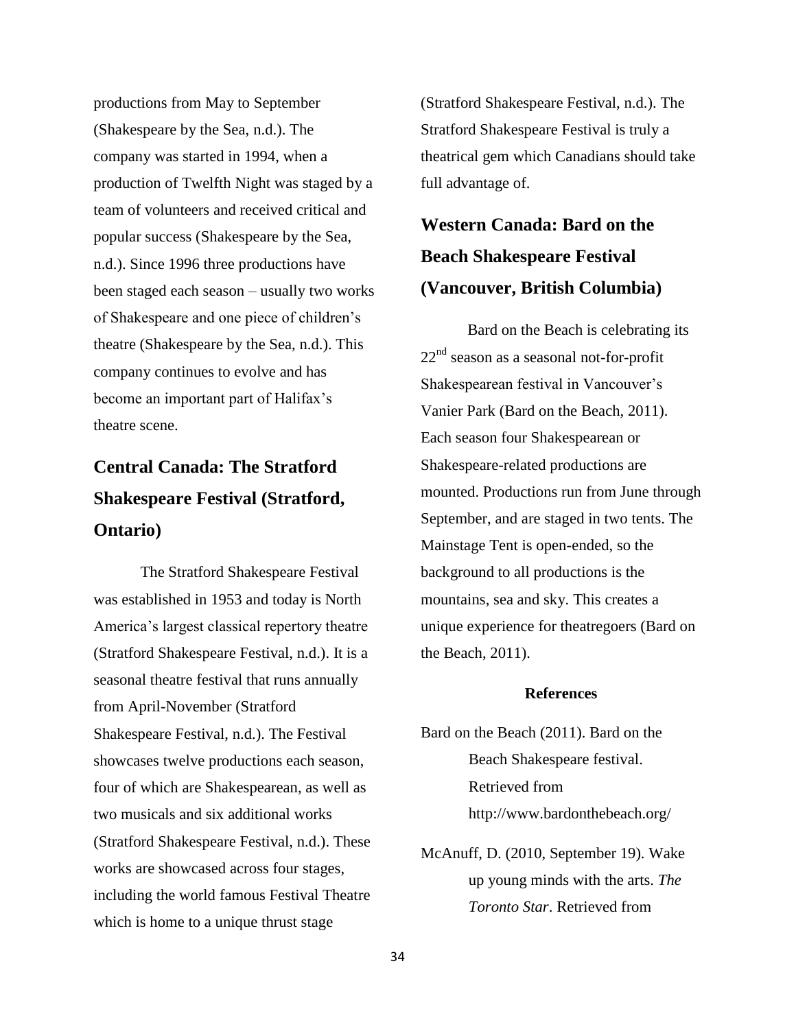productions from May to September (Shakespeare by the Sea, n.d.). The company was started in 1994, when a production of Twelfth Night was staged by a team of volunteers and received critical and popular success (Shakespeare by the Sea, n.d.). Since 1996 three productions have been staged each season – usually two works of Shakespeare and one piece of children's theatre (Shakespeare by the Sea, n.d.). This company continues to evolve and has become an important part of Halifax's theatre scene.

## Central Canada: The Stratford Shakespeare Festival (Stratford, Ontario)

The Stratford Shakespeare Festival was established in 1953 and today is North America's largest classical repertory theatre (Stratford Shakespeare Festival, n.d.). It is a seasonal theatre festival that runs annually from April-November (Stratford Shakespeare Festival, n.d.). The Festival showcases twelve productions each season, four of which are Shakespearean, as well as two musicals and six additional works (Stratford Shakespeare Festival, n.d.). These works are showcased across four stages, including the world famous Festival Theatre which is home to a unique thrust stage (Stratford Shakespeare Festival, n.d.). The Stratford Shakespeare Festival is truly a theatrical gem which Canadians should take full advantage of.

## Western Canada: Bard on the Beach Shakespeare Festival (Vancouver, British Columbia)

Bard on the Beach is celebrating its 22nd season as a seasonal not-for-profit Shakespearean festival in Vancouver's Vanier Park (Bard on the Beach, 2011). Each season four Shakespearean or Shakespeare-related productions are mounted. Productions run from June through September, and are staged in two tents. The Mainstage Tent is open-ended, so the background to all productions is the mountains, sea and sky. This creates a unique experience for theatregoers (Bard on the Beach, 2011).

**References**

Bard on the Beach (2011). Bard on the Beach Shakespeare festival. Retrieved from http://www.bardonthebeach.org/

McAnuff, D. (2010, September 19). Wake up young minds with the arts. *The Toronto Star*. Retrieved from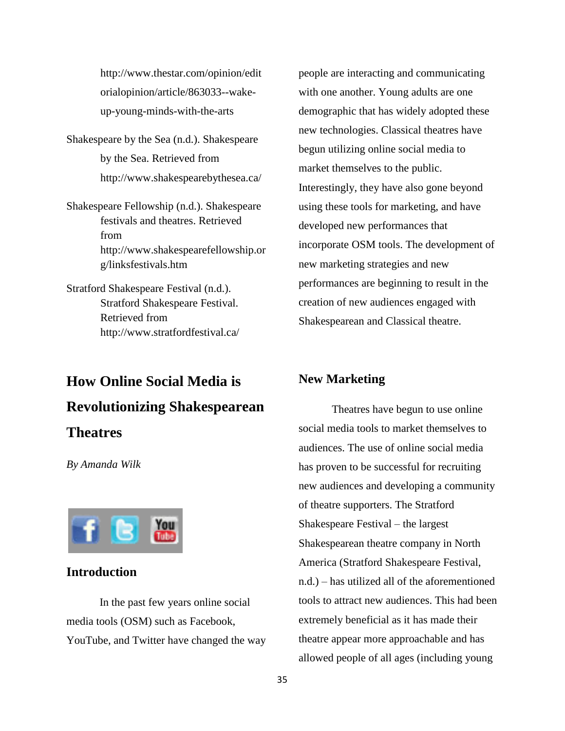http://www.thestar.com/opinion/editorialopinion/article/863033--wake-up-young-minds-with-the-arts

Shakespeare by the Sea (n.d.). Shakespeare by the Sea. Retrieved from http://www.shakespearebythesea.ca/

Shakespeare Fellowship (n.d.). Shakespeare festivals and theatres. Retrieved from http://www.shakespearefellowship.org/linksfestivals.htm

Stratford Shakespeare Festival (n.d.). Stratford Shakespeare Festival. Retrieved from http://www.stratfordfestival.ca/

# How Online Social Media is Revolutionizing Shakespearean Theatres

*By Amanda Wilk*

## Introduction

In the past few years online social media tools (OSM) such as Facebook, YouTube, and Twitter have changed the way people are interacting and communicating with one another. Young adults are one demographic that has widely adopted these new technologies. Classical theatres have begun utilizing online social media to market themselves to the public. Interestingly, they have also gone beyond using these tools for marketing, and have developed new performances that incorporate OSM tools. The development of new marketing strategies and new performances are beginning to result in the creation of new audiences engaged with Shakespearean and Classical theatre.

## New Marketing

Theatres have begun to use online social media tools to market themselves to audiences. The use of online social media has proven to be successful for recruiting new audiences and developing a community of theatre supporters. The Stratford Shakespeare Festival – the largest Shakespearean theatre company in North America (Stratford Shakespeare Festival, n.d.) – has utilized all of the aforementioned tools to attract new audiences. This had been extremely beneficial as it has made their theatre appear more approachable and has allowed people of all ages (including young